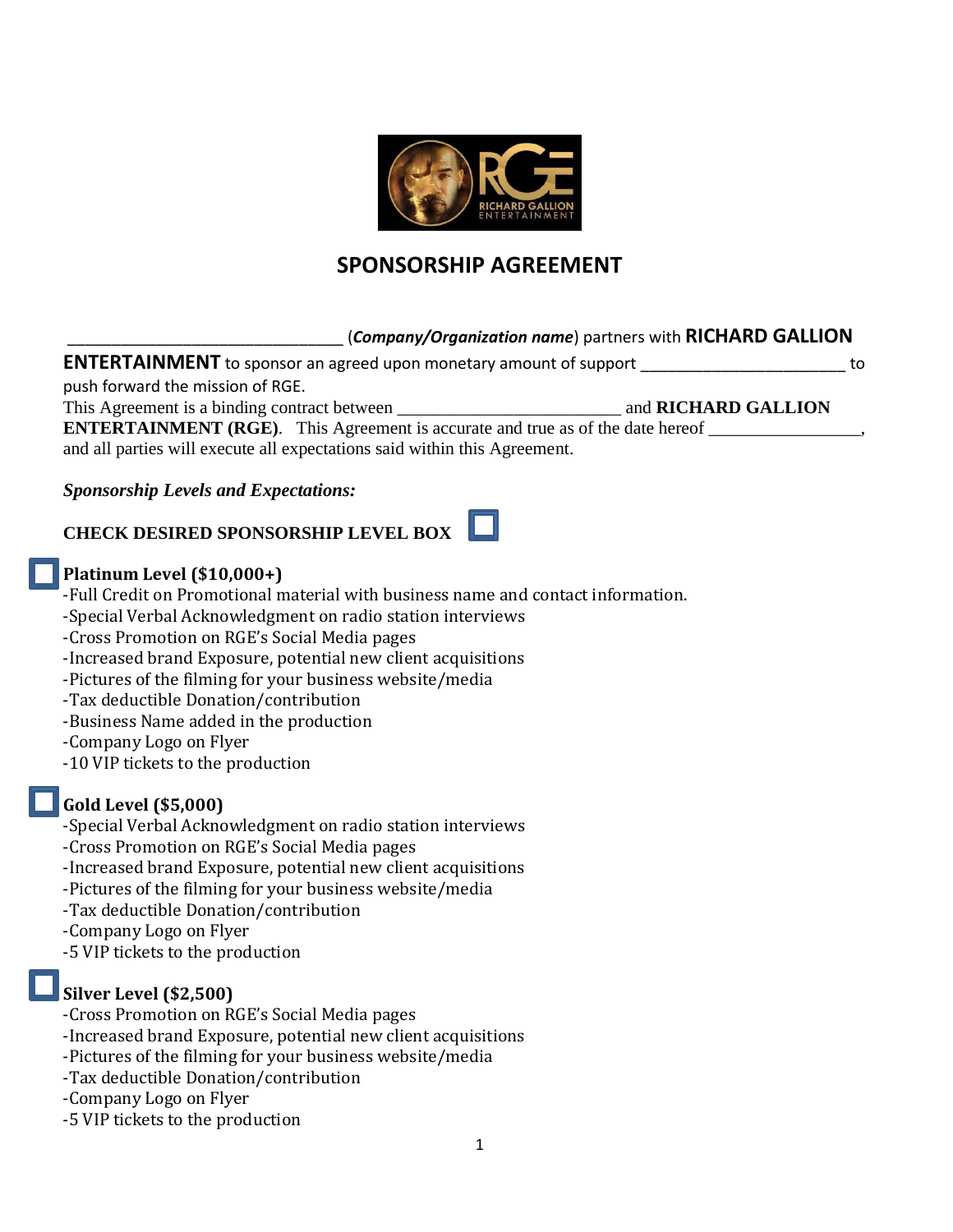# SPONSORSHIP AGREEMENT

________________________________ (***Company/Organization name***) partners with **RICHARD GALLION ENTERTAINMENT** to sponsor an agreed upon monetary amount of support ________________________ to push forward the mission of RGE.

This Agreement is a binding contract between __________________________ and **RICHARD GALLION ENTERTAINMENT (RGE)**. This Agreement is accurate and true as of the date hereof _________________, and all parties will execute all expectations said within this Agreement.

***Sponsorship Levels and Expectations:***

**CHECK DESIRED SPONSORSHIP LEVEL BOX** ☐

☐ **Platinum Level ($10,000+)**

- Full Credit on Promotional material with business name and contact information.
- Special Verbal Acknowledgment on radio station interviews
- Cross Promotion on RGE's Social Media pages
- Increased brand Exposure, potential new client acquisitions
- Pictures of the filming for your business website/media
- Tax deductible Donation/contribution
- Business Name added in the production
- Company Logo on Flyer
- 10 VIP tickets to the production

☐ **Gold Level ($5,000)**

- Special Verbal Acknowledgment on radio station interviews
- Cross Promotion on RGE's Social Media pages
- Increased brand Exposure, potential new client acquisitions
- Pictures of the filming for your business website/media
- Tax deductible Donation/contribution
- Company Logo on Flyer
- 5 VIP tickets to the production

☐ **Silver Level ($2,500)**

- Cross Promotion on RGE's Social Media pages
- Increased brand Exposure, potential new client acquisitions
- Pictures of the filming for your business website/media
- Tax deductible Donation/contribution
- Company Logo on Flyer
- 5 VIP tickets to the production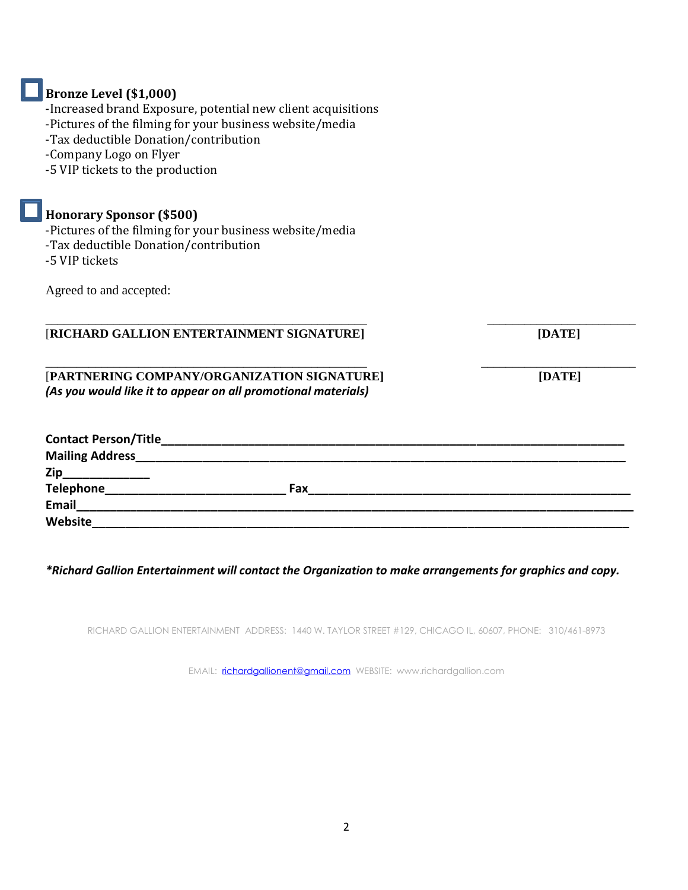☐ **Bronze Level ($1,000)**
-Increased brand Exposure, potential new client acquisitions
-Pictures of the filming for your business website/media
-Tax deductible Donation/contribution
-Company Logo on Flyer
-5 VIP tickets to the production

☐ **Honorary Sponsor ($500)**
-Pictures of the filming for your business website/media
-Tax deductible Donation/contribution
-5 VIP tickets

Agreed to and accepted:

_______________________________________________________ _________________________
[**RICHARD GALLION ENTERTAINMENT SIGNATURE**] **[DATE]**

_______________________________________________________ _________________________
[**PARTNERING COMPANY/ORGANIZATION SIGNATURE**] **[DATE]**
***(As you would like it to appear on all promotional materials)***

**Contact Person/Title**______________________________________________________________________
**Mailing Address**_________________________________________________________________________
**Zip**_____________
**Telephone**____________________________ **Fax**_______________________________________________
**Email**____________________________________________________________________________________
**Website**__________________________________________________________________________________

***\*Richard Gallion Entertainment will contact the Organization to make arrangements for graphics and copy.***

RICHARD GALLION ENTERTAINMENT ADDRESS: 1440 W. TAYLOR STREET #129, CHICAGO IL, 60607, PHONE: 310/461-8973

EMAIL: richardgallionent@gmail.com WEBSITE: www.richardgallion.com